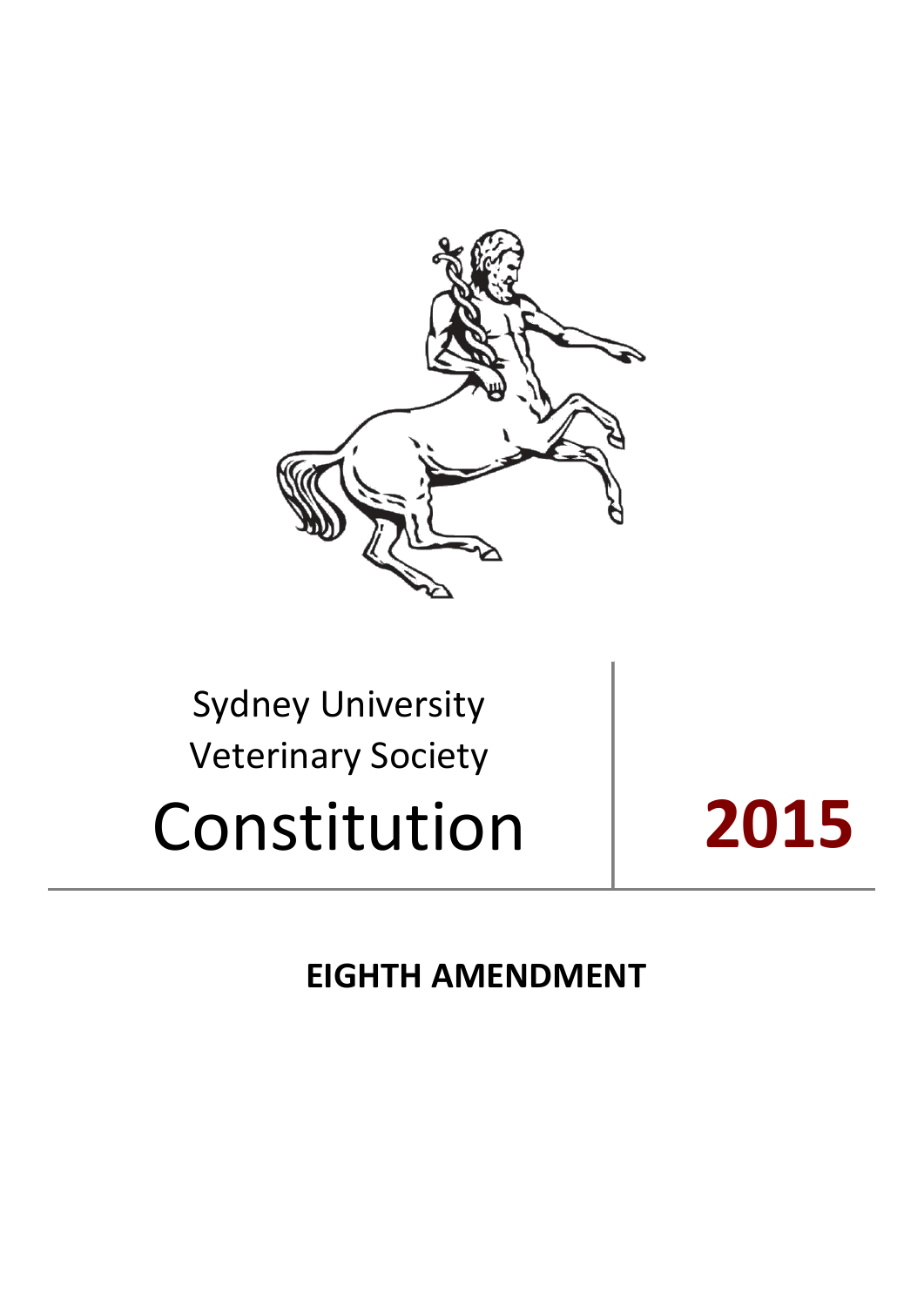Sydney University
Veterinary Society

# Constitution

# 2015

**EIGHTH AMENDMENT**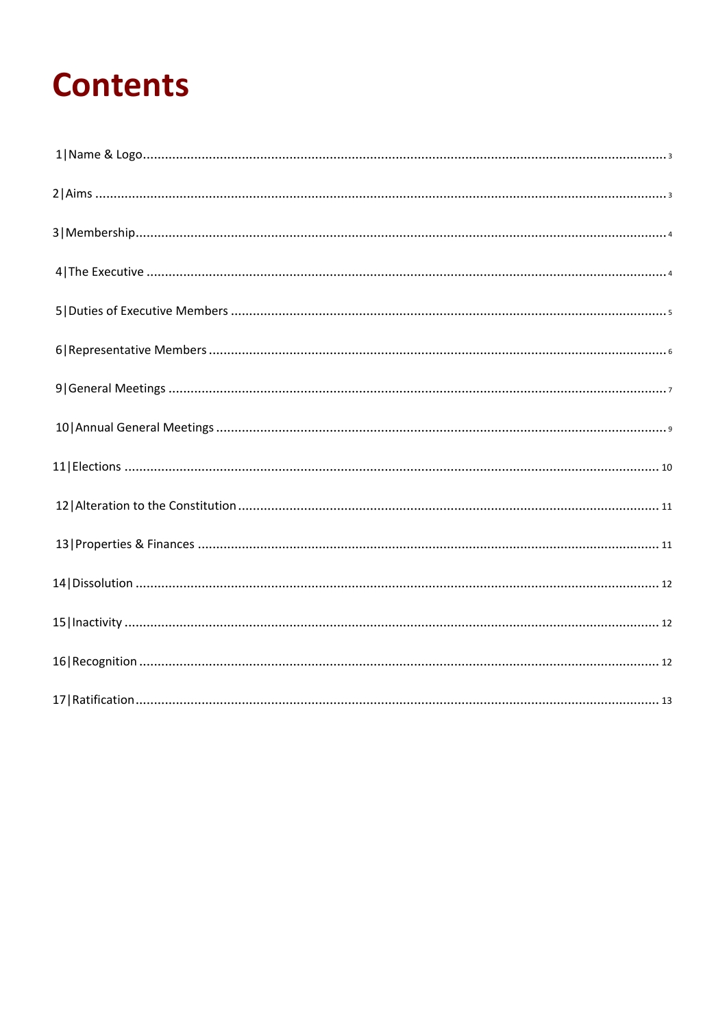# Contents

1| Name & Logo .......... 3

2| Aims .......... 3

3| Membership .......... 4

4| The Executive .......... 4

5| Duties of Executive Members .......... 5

6| Representative Members .......... 6

9| General Meetings .......... 7

10| Annual General Meetings .......... 9

11| Elections .......... 10

12| Alteration to the Constitution .......... 11

13| Properties & Finances .......... 11

14| Dissolution .......... 12

15| Inactivity .......... 12

16| Recognition .......... 12

17| Ratification .......... 13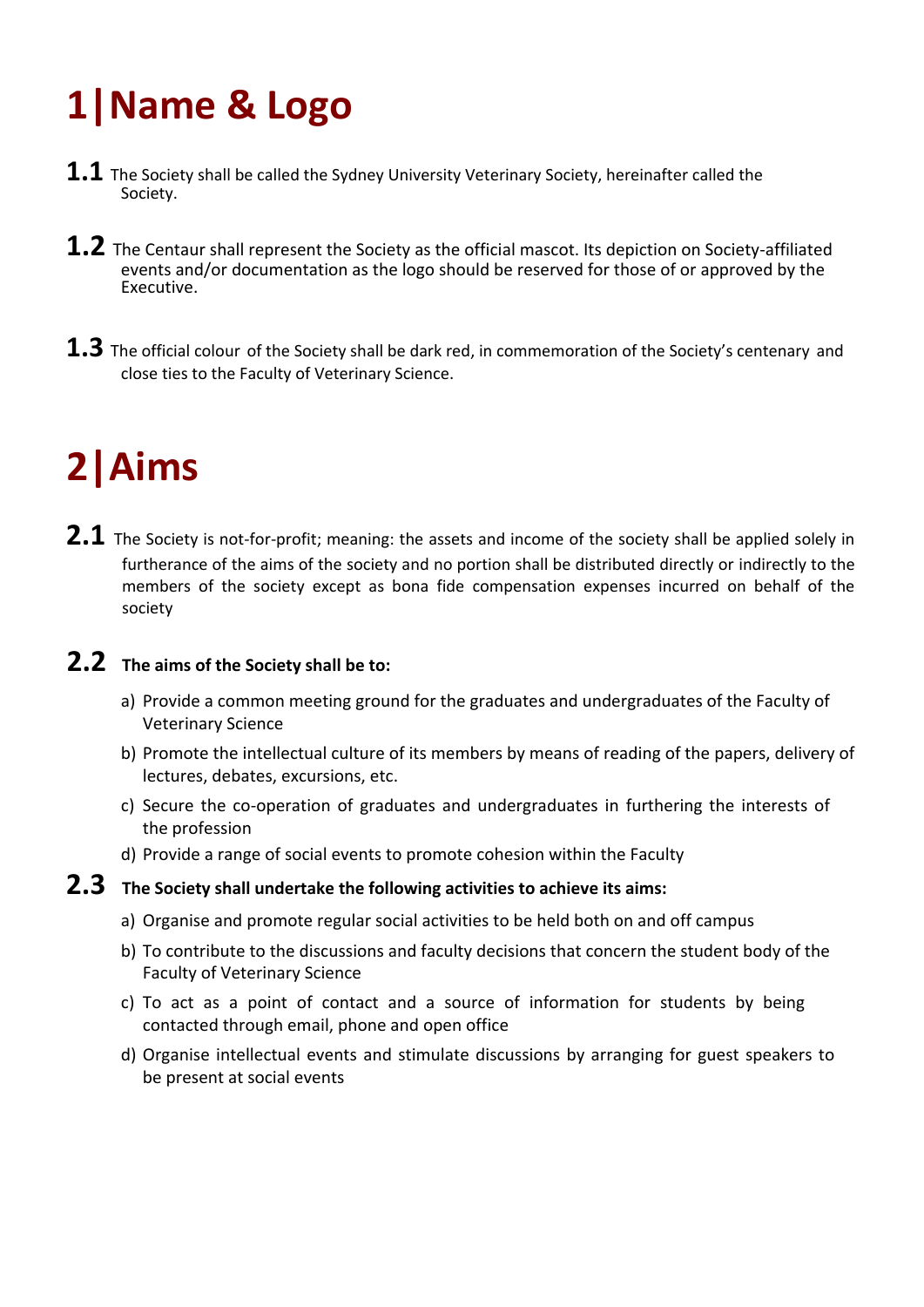# 1|Name & Logo

**1.1** The Society shall be called the Sydney University Veterinary Society, hereinafter called the Society.

**1.2** The Centaur shall represent the Society as the official mascot. Its depiction on Society-affiliated events and/or documentation as the logo should be reserved for those of or approved by the Executive.

**1.3** The official colour of the Society shall be dark red, in commemoration of the Society's centenary and close ties to the Faculty of Veterinary Science.

# 2|Aims

**2.1** The Society is not-for-profit; meaning: the assets and income of the society shall be applied solely in furtherance of the aims of the society and no portion shall be distributed directly or indirectly to the members of the society except as bona fide compensation expenses incurred on behalf of the society

**2.2 The aims of the Society shall be to:**

a) Provide a common meeting ground for the graduates and undergraduates of the Faculty of Veterinary Science
b) Promote the intellectual culture of its members by means of reading of the papers, delivery of lectures, debates, excursions, etc.
c) Secure the co-operation of graduates and undergraduates in furthering the interests of the profession
d) Provide a range of social events to promote cohesion within the Faculty

**2.3 The Society shall undertake the following activities to achieve its aims:**

a) Organise and promote regular social activities to be held both on and off campus
b) To contribute to the discussions and faculty decisions that concern the student body of the Faculty of Veterinary Science
c) To act as a point of contact and a source of information for students by being contacted through email, phone and open office
d) Organise intellectual events and stimulate discussions by arranging for guest speakers to be present at social events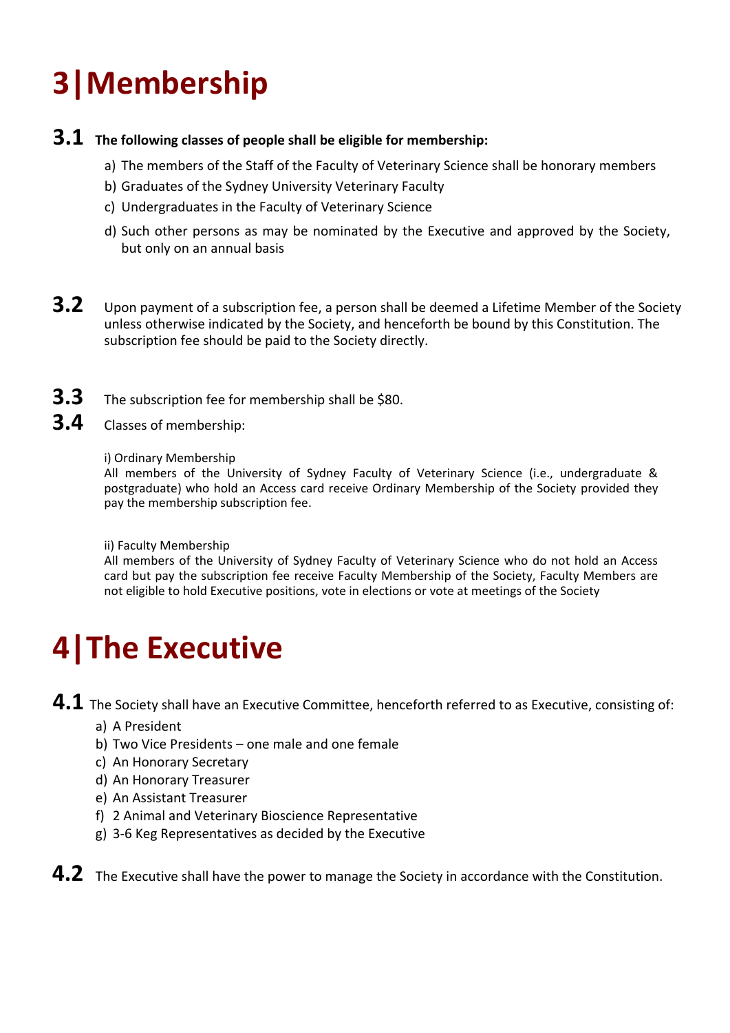# 3|Membership

**3.1 The following classes of people shall be eligible for membership:**

a) The members of the Staff of the Faculty of Veterinary Science shall be honorary members
b) Graduates of the Sydney University Veterinary Faculty
c) Undergraduates in the Faculty of Veterinary Science
d) Such other persons as may be nominated by the Executive and approved by the Society, but only on an annual basis

**3.2** Upon payment of a subscription fee, a person shall be deemed a Lifetime Member of the Society unless otherwise indicated by the Society, and henceforth be bound by this Constitution. The subscription fee should be paid to the Society directly.

**3.3** The subscription fee for membership shall be $80.

**3.4** Classes of membership:

i) Ordinary Membership
All members of the University of Sydney Faculty of Veterinary Science (i.e., undergraduate & postgraduate) who hold an Access card receive Ordinary Membership of the Society provided they pay the membership subscription fee.

ii) Faculty Membership
All members of the University of Sydney Faculty of Veterinary Science who do not hold an Access card but pay the subscription fee receive Faculty Membership of the Society, Faculty Members are not eligible to hold Executive positions, vote in elections or vote at meetings of the Society

# 4|The Executive

**4.1** The Society shall have an Executive Committee, henceforth referred to as Executive, consisting of:

a) A President
b) Two Vice Presidents – one male and one female
c) An Honorary Secretary
d) An Honorary Treasurer
e) An Assistant Treasurer
f) 2 Animal and Veterinary Bioscience Representative
g) 3-6 Keg Representatives as decided by the Executive

**4.2** The Executive shall have the power to manage the Society in accordance with the Constitution.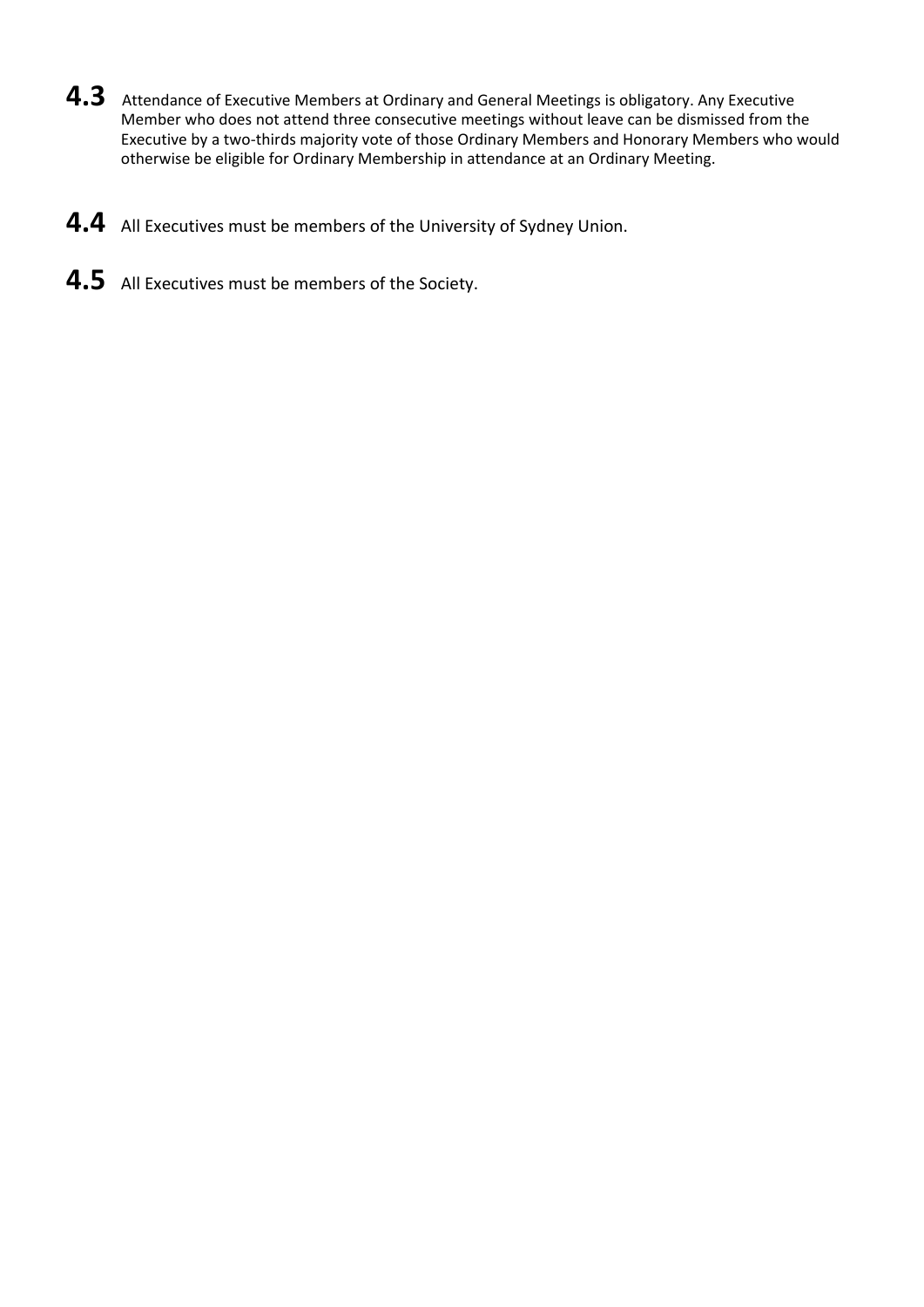**4.3** Attendance of Executive Members at Ordinary and General Meetings is obligatory. Any Executive Member who does not attend three consecutive meetings without leave can be dismissed from the Executive by a two-thirds majority vote of those Ordinary Members and Honorary Members who would otherwise be eligible for Ordinary Membership in attendance at an Ordinary Meeting.

**4.4** All Executives must be members of the University of Sydney Union.

**4.5** All Executives must be members of the Society.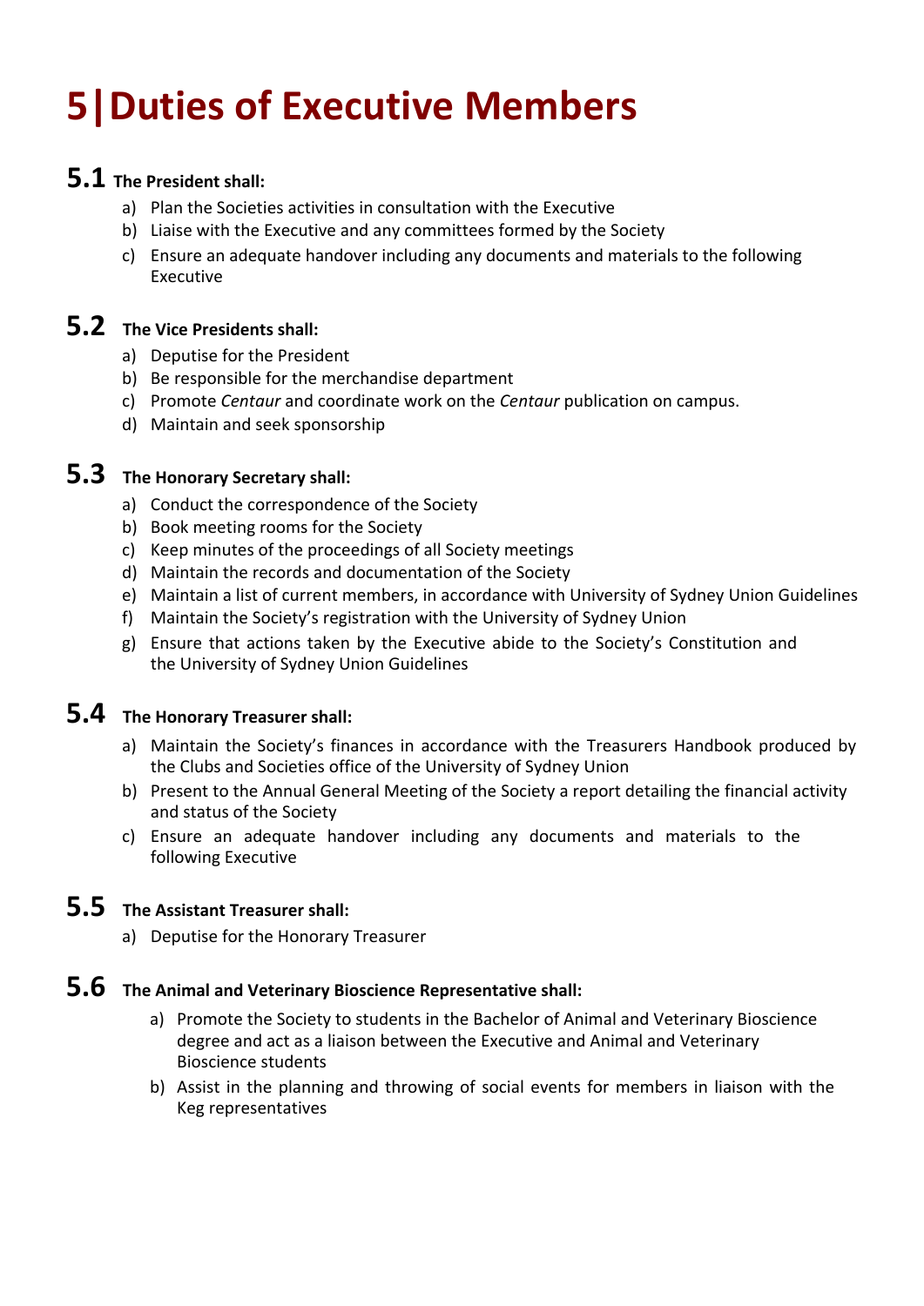# 5|Duties of Executive Members

## 5.1 The President shall:

a) Plan the Societies activities in consultation with the Executive
b) Liaise with the Executive and any committees formed by the Society
c) Ensure an adequate handover including any documents and materials to the following Executive

## 5.2 The Vice Presidents shall:

a) Deputise for the President
b) Be responsible for the merchandise department
c) Promote *Centaur* and coordinate work on the *Centaur* publication on campus.
d) Maintain and seek sponsorship

## 5.3 The Honorary Secretary shall:

a) Conduct the correspondence of the Society
b) Book meeting rooms for the Society
c) Keep minutes of the proceedings of all Society meetings
d) Maintain the records and documentation of the Society
e) Maintain a list of current members, in accordance with University of Sydney Union Guidelines
f) Maintain the Society's registration with the University of Sydney Union
g) Ensure that actions taken by the Executive abide to the Society's Constitution and the University of Sydney Union Guidelines

## 5.4 The Honorary Treasurer shall:

a) Maintain the Society's finances in accordance with the Treasurers Handbook produced by the Clubs and Societies office of the University of Sydney Union
b) Present to the Annual General Meeting of the Society a report detailing the financial activity and status of the Society
c) Ensure an adequate handover including any documents and materials to the following Executive

## 5.5 The Assistant Treasurer shall:

a) Deputise for the Honorary Treasurer

## 5.6 The Animal and Veterinary Bioscience Representative shall:

a) Promote the Society to students in the Bachelor of Animal and Veterinary Bioscience degree and act as a liaison between the Executive and Animal and Veterinary Bioscience students
b) Assist in the planning and throwing of social events for members in liaison with the Keg representatives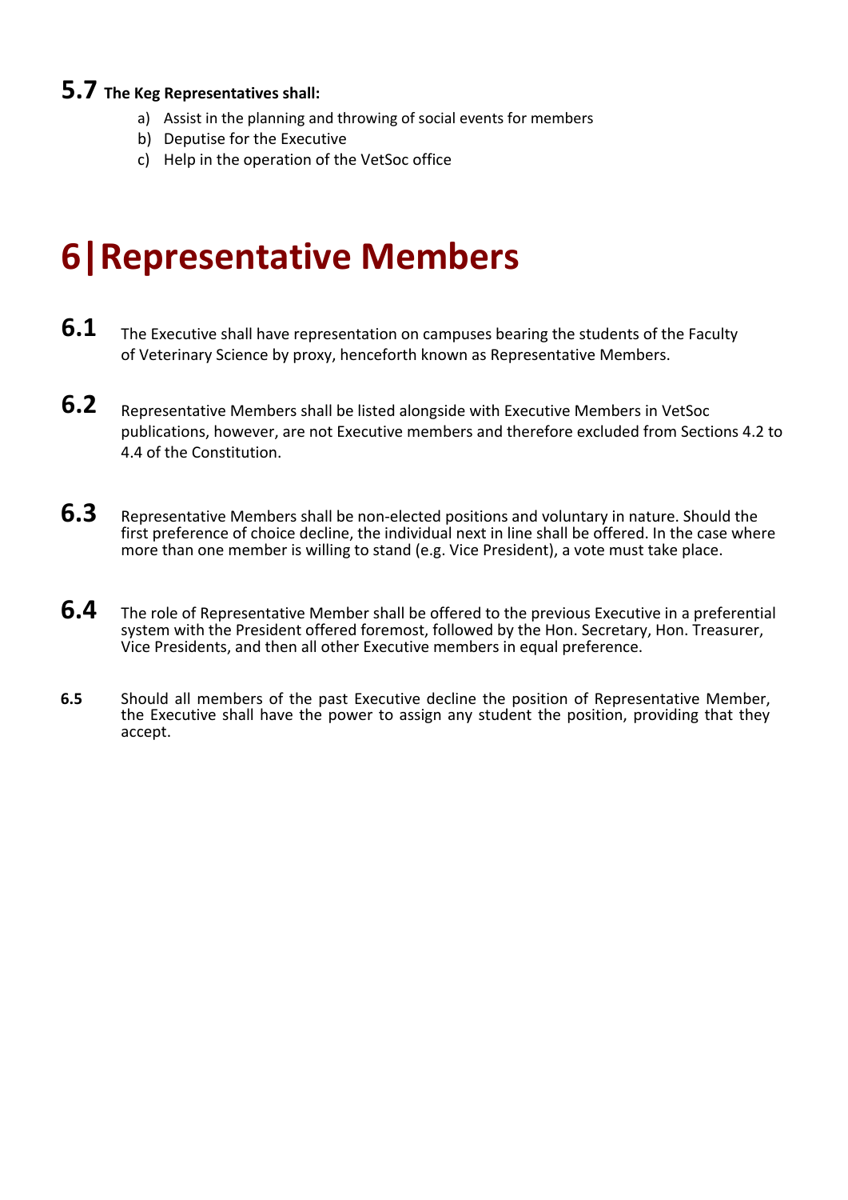### 5.7 The Keg Representatives shall:

a) Assist in the planning and throwing of social events for members
b) Deputise for the Executive
c) Help in the operation of the VetSoc office

# 6|Representative Members

**6.1** The Executive shall have representation on campuses bearing the students of the Faculty of Veterinary Science by proxy, henceforth known as Representative Members.

**6.2** Representative Members shall be listed alongside with Executive Members in VetSoc publications, however, are not Executive members and therefore excluded from Sections 4.2 to 4.4 of the Constitution.

**6.3** Representative Members shall be non-elected positions and voluntary in nature. Should the first preference of choice decline, the individual next in line shall be offered. In the case where more than one member is willing to stand (e.g. Vice President), a vote must take place.

**6.4** The role of Representative Member shall be offered to the previous Executive in a preferential system with the President offered foremost, followed by the Hon. Secretary, Hon. Treasurer, Vice Presidents, and then all other Executive members in equal preference.

**6.5** Should all members of the past Executive decline the position of Representative Member, the Executive shall have the power to assign any student the position, providing that they accept.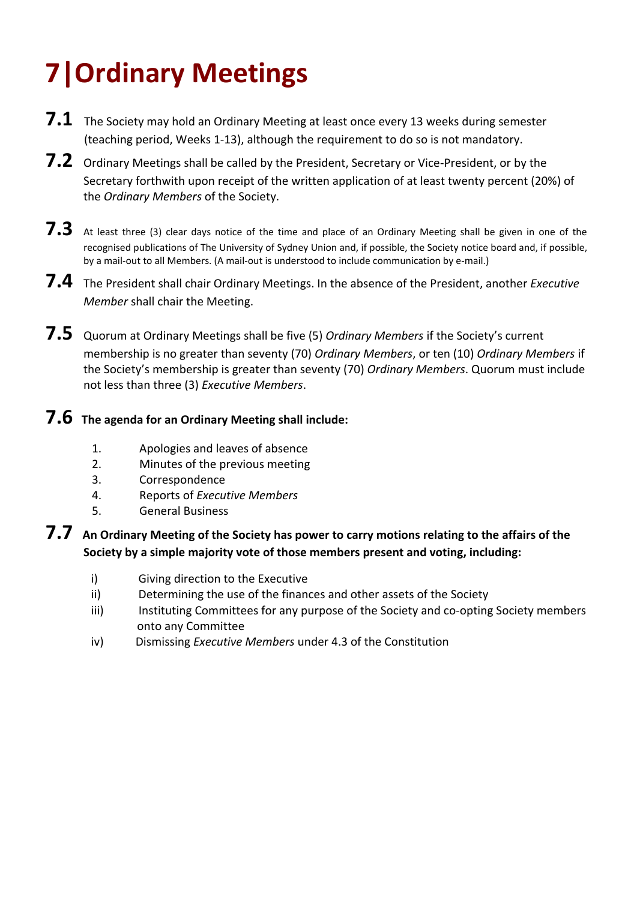# 7|Ordinary Meetings

**7.1** The Society may hold an Ordinary Meeting at least once every 13 weeks during semester (teaching period, Weeks 1-13), although the requirement to do so is not mandatory.

**7.2** Ordinary Meetings shall be called by the President, Secretary or Vice-President, or by the Secretary forthwith upon receipt of the written application of at least twenty percent (20%) of the *Ordinary Members* of the Society.

**7.3** At least three (3) clear days notice of the time and place of an Ordinary Meeting shall be given in one of the recognised publications of The University of Sydney Union and, if possible, the Society notice board and, if possible, by a mail-out to all Members. (A mail-out is understood to include communication by e-mail.)

**7.4** The President shall chair Ordinary Meetings. In the absence of the President, another *Executive Member* shall chair the Meeting.

**7.5** Quorum at Ordinary Meetings shall be five (5) *Ordinary Members* if the Society's current membership is no greater than seventy (70) *Ordinary Members*, or ten (10) *Ordinary Members* if the Society's membership is greater than seventy (70) *Ordinary Members*. Quorum must include not less than three (3) *Executive Members*.

**7.6** **The agenda for an Ordinary Meeting shall include:**

1. Apologies and leaves of absence
2. Minutes of the previous meeting
3. Correspondence
4. Reports of *Executive Members*
5. General Business

**7.7** **An Ordinary Meeting of the Society has power to carry motions relating to the affairs of the Society by a simple majority vote of those members present and voting, including:**

i) Giving direction to the Executive
ii) Determining the use of the finances and other assets of the Society
iii) Instituting Committees for any purpose of the Society and co-opting Society members onto any Committee
iv) Dismissing *Executive Members* under 4.3 of the Constitution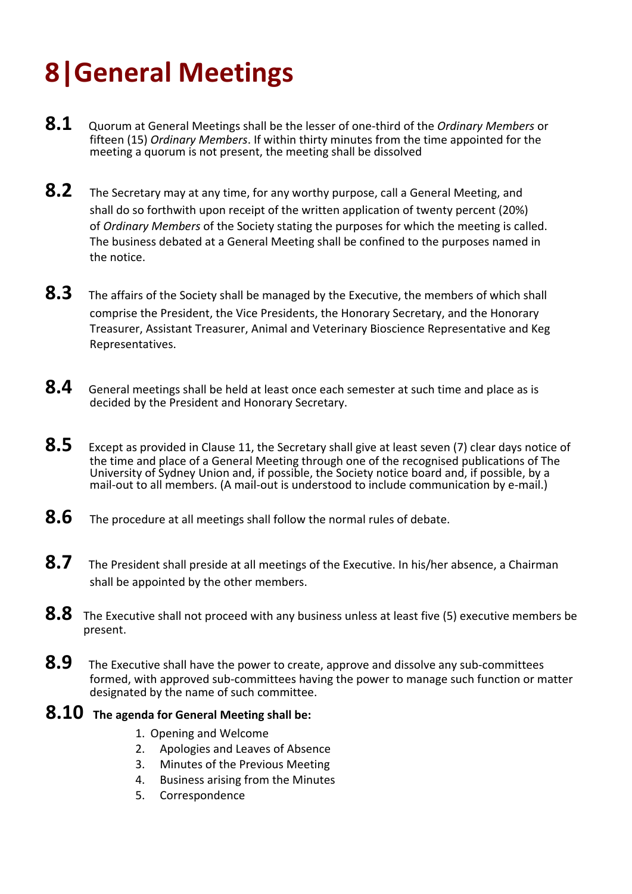# 8|General Meetings

**8.1** Quorum at General Meetings shall be the lesser of one-third of the *Ordinary Members* or fifteen (15) *Ordinary Members*. If within thirty minutes from the time appointed for the meeting a quorum is not present, the meeting shall be dissolved

**8.2** The Secretary may at any time, for any worthy purpose, call a General Meeting, and shall do so forthwith upon receipt of the written application of twenty percent (20%) of *Ordinary Members* of the Society stating the purposes for which the meeting is called. The business debated at a General Meeting shall be confined to the purposes named in the notice.

**8.3** The affairs of the Society shall be managed by the Executive, the members of which shall comprise the President, the Vice Presidents, the Honorary Secretary, and the Honorary Treasurer, Assistant Treasurer, Animal and Veterinary Bioscience Representative and Keg Representatives.

**8.4** General meetings shall be held at least once each semester at such time and place as is decided by the President and Honorary Secretary.

**8.5** Except as provided in Clause 11, the Secretary shall give at least seven (7) clear days notice of the time and place of a General Meeting through one of the recognised publications of The University of Sydney Union and, if possible, the Society notice board and, if possible, by a mail-out to all members. (A mail-out is understood to include communication by e-mail.)

**8.6** The procedure at all meetings shall follow the normal rules of debate.

**8.7** The President shall preside at all meetings of the Executive. In his/her absence, a Chairman shall be appointed by the other members.

**8.8** The Executive shall not proceed with any business unless at least five (5) executive members be present.

**8.9** The Executive shall have the power to create, approve and dissolve any sub-committees formed, with approved sub-committees having the power to manage such function or matter designated by the name of such committee.

**8.10** **The agenda for General Meeting shall be:**

1. Opening and Welcome
2. Apologies and Leaves of Absence
3. Minutes of the Previous Meeting
4. Business arising from the Minutes
5. Correspondence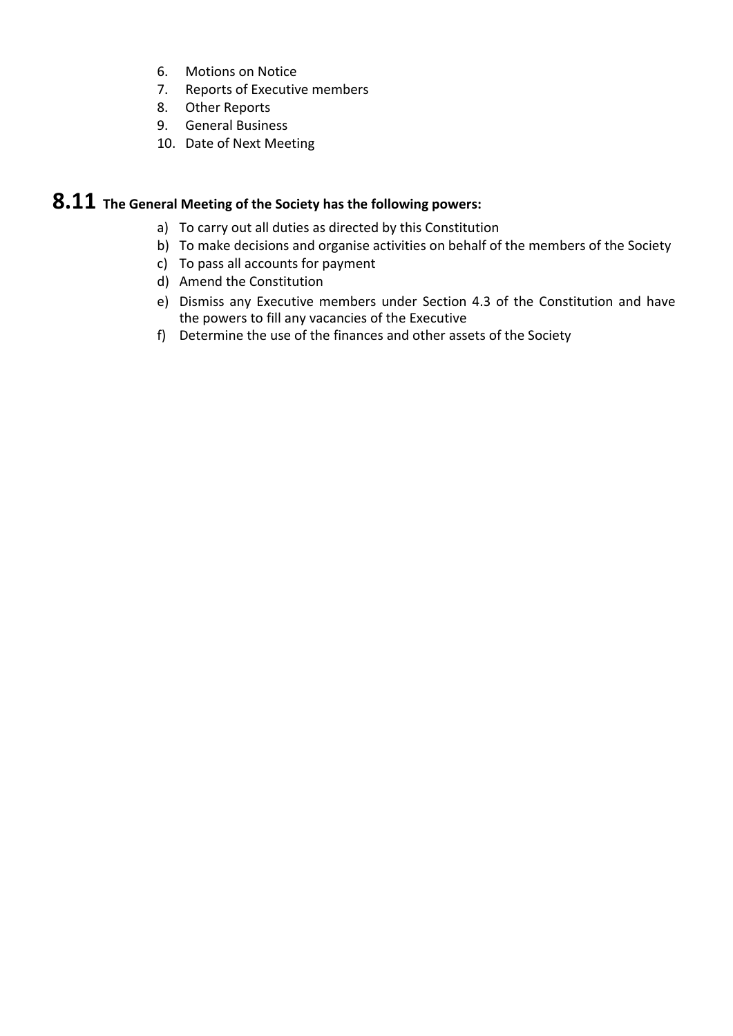6. Motions on Notice
7. Reports of Executive members
8. Other Reports
9. General Business
10. Date of Next Meeting

## 8.11 The General Meeting of the Society has the following powers:

a) To carry out all duties as directed by this Constitution
b) To make decisions and organise activities on behalf of the members of the Society
c) To pass all accounts for payment
d) Amend the Constitution
e) Dismiss any Executive members under Section 4.3 of the Constitution and have the powers to fill any vacancies of the Executive
f) Determine the use of the finances and other assets of the Society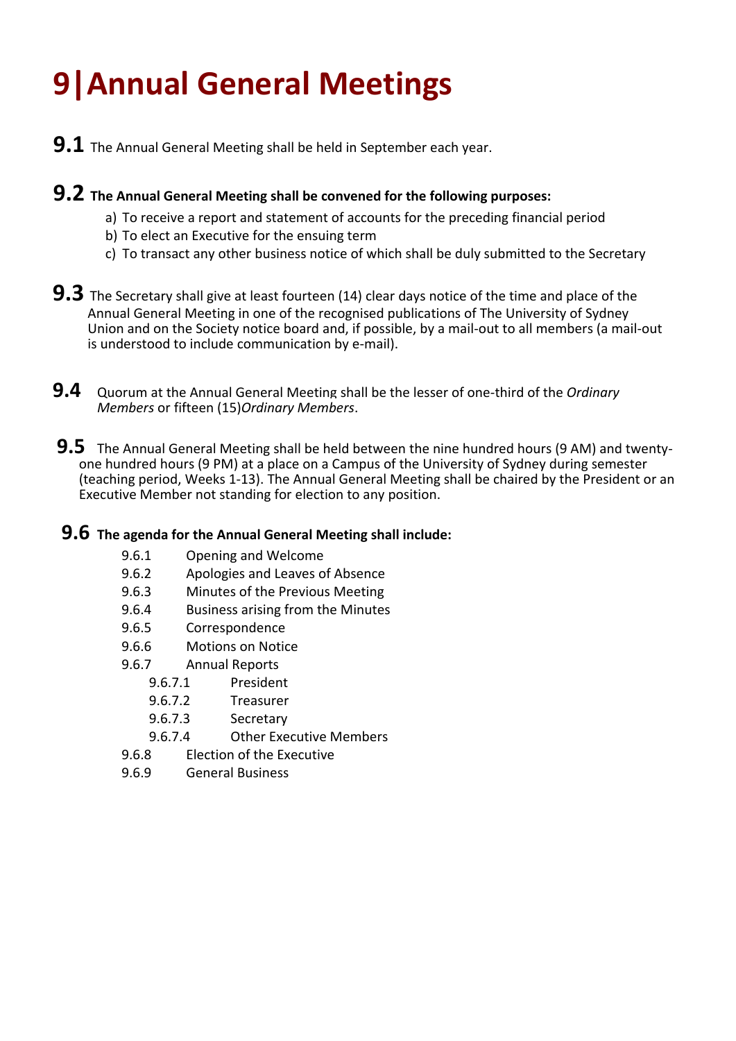# 9|Annual General Meetings

**9.1** The Annual General Meeting shall be held in September each year.

**9.2 The Annual General Meeting shall be convened for the following purposes:**

a) To receive a report and statement of accounts for the preceding financial period
b) To elect an Executive for the ensuing term
c) To transact any other business notice of which shall be duly submitted to the Secretary

**9.3** The Secretary shall give at least fourteen (14) clear days notice of the time and place of the Annual General Meeting in one of the recognised publications of The University of Sydney Union and on the Society notice board and, if possible, by a mail-out to all members (a mail-out is understood to include communication by e-mail).

**9.4** Quorum at the Annual General Meeting shall be the lesser of one-third of the *Ordinary Members* or fifteen (15)*Ordinary Members*.

**9.5** The Annual General Meeting shall be held between the nine hundred hours (9 AM) and twenty-one hundred hours (9 PM) at a place on a Campus of the University of Sydney during semester (teaching period, Weeks 1-13). The Annual General Meeting shall be chaired by the President or an Executive Member not standing for election to any position.

**9.6 The agenda for the Annual General Meeting shall include:**

- 9.6.1 Opening and Welcome
- 9.6.2 Apologies and Leaves of Absence
- 9.6.3 Minutes of the Previous Meeting
- 9.6.4 Business arising from the Minutes
- 9.6.5 Correspondence
- 9.6.6 Motions on Notice
- 9.6.7 Annual Reports
  - 9.6.7.1 President
  - 9.6.7.2 Treasurer
  - 9.6.7.3 Secretary
  - 9.6.7.4 Other Executive Members
- 9.6.8 Election of the Executive
- 9.6.9 General Business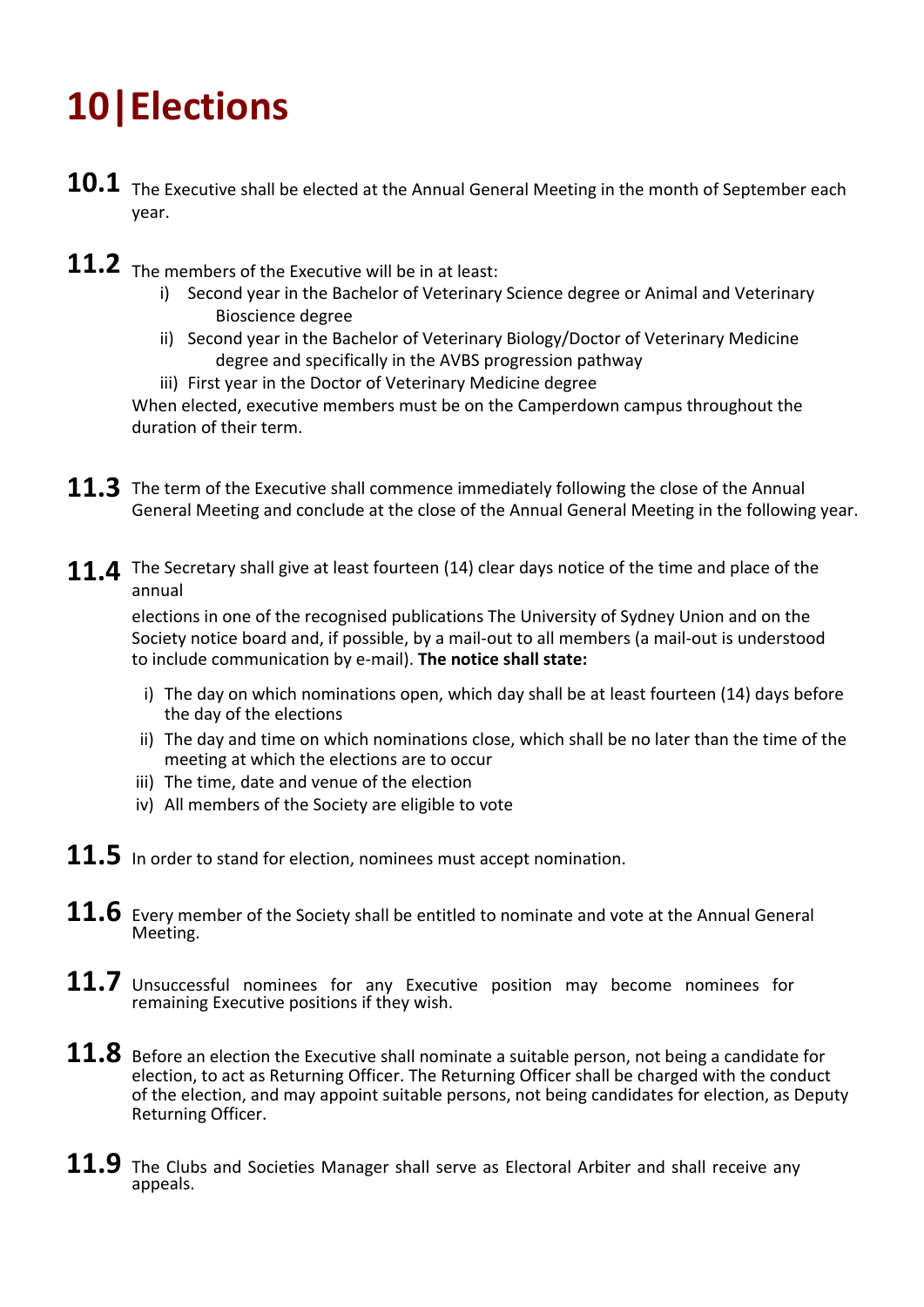# 10|Elections

**10.1** The Executive shall be elected at the Annual General Meeting in the month of September each year.

**11.2** The members of the Executive will be in at least:

i) Second year in the Bachelor of Veterinary Science degree or Animal and Veterinary Bioscience degree
ii) Second year in the Bachelor of Veterinary Biology/Doctor of Veterinary Medicine degree and specifically in the AVBS progression pathway
iii) First year in the Doctor of Veterinary Medicine degree

When elected, executive members must be on the Camperdown campus throughout the duration of their term.

**11.3** The term of the Executive shall commence immediately following the close of the Annual General Meeting and conclude at the close of the Annual General Meeting in the following year.

**11.4** The Secretary shall give at least fourteen (14) clear days notice of the time and place of the annual elections in one of the recognised publications The University of Sydney Union and on the Society notice board and, if possible, by a mail-out to all members (a mail-out is understood to include communication by e-mail). **The notice shall state:**

i) The day on which nominations open, which day shall be at least fourteen (14) days before the day of the elections
ii) The day and time on which nominations close, which shall be no later than the time of the meeting at which the elections are to occur
iii) The time, date and venue of the election
iv) All members of the Society are eligible to vote

**11.5** In order to stand for election, nominees must accept nomination.

**11.6** Every member of the Society shall be entitled to nominate and vote at the Annual General Meeting.

**11.7** Unsuccessful nominees for any Executive position may become nominees for remaining Executive positions if they wish.

**11.8** Before an election the Executive shall nominate a suitable person, not being a candidate for election, to act as Returning Officer. The Returning Officer shall be charged with the conduct of the election, and may appoint suitable persons, not being candidates for election, as Deputy Returning Officer.

**11.9** The Clubs and Societies Manager shall serve as Electoral Arbiter and shall receive any appeals.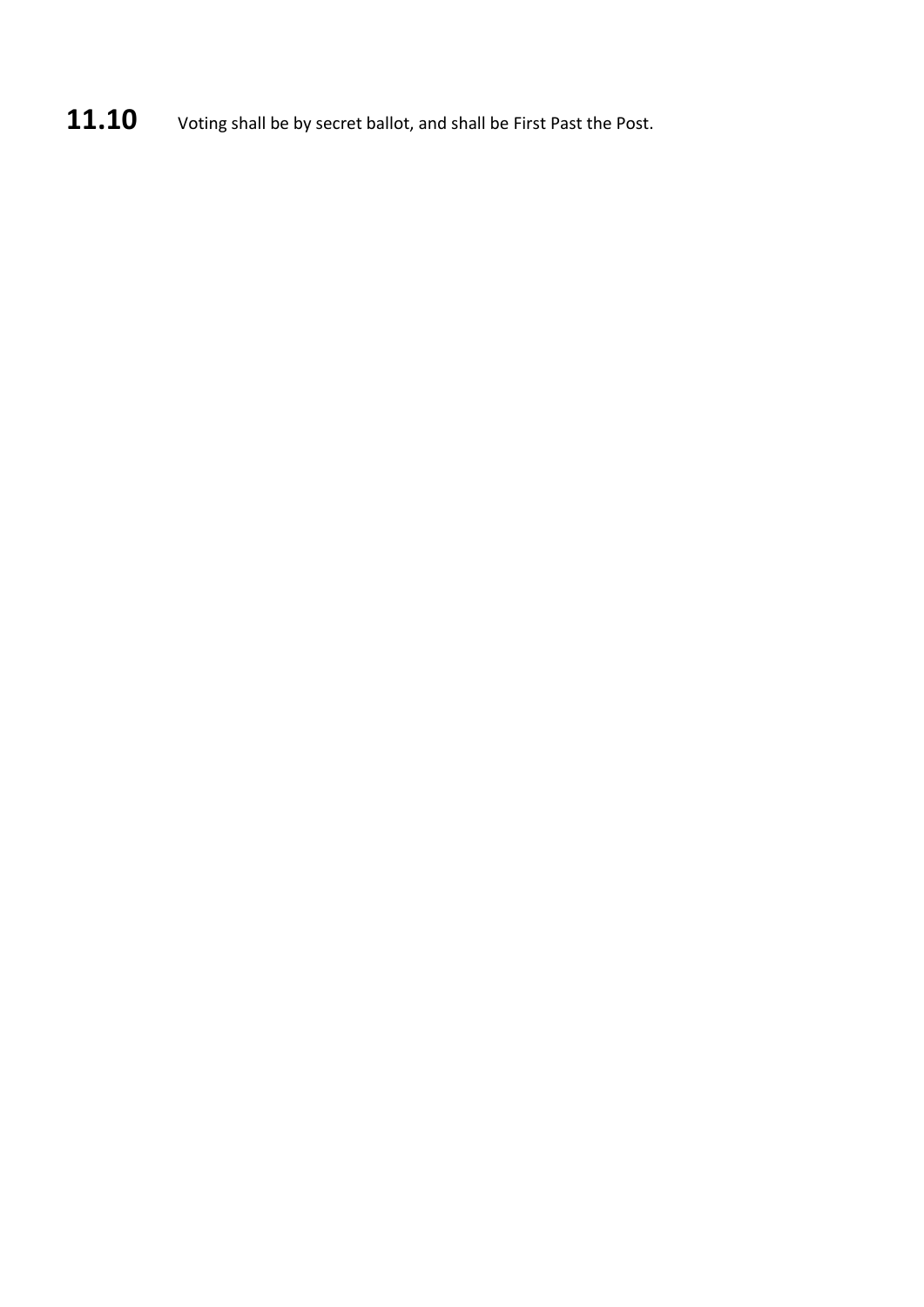**11.10** Voting shall be by secret ballot, and shall be First Past the Post.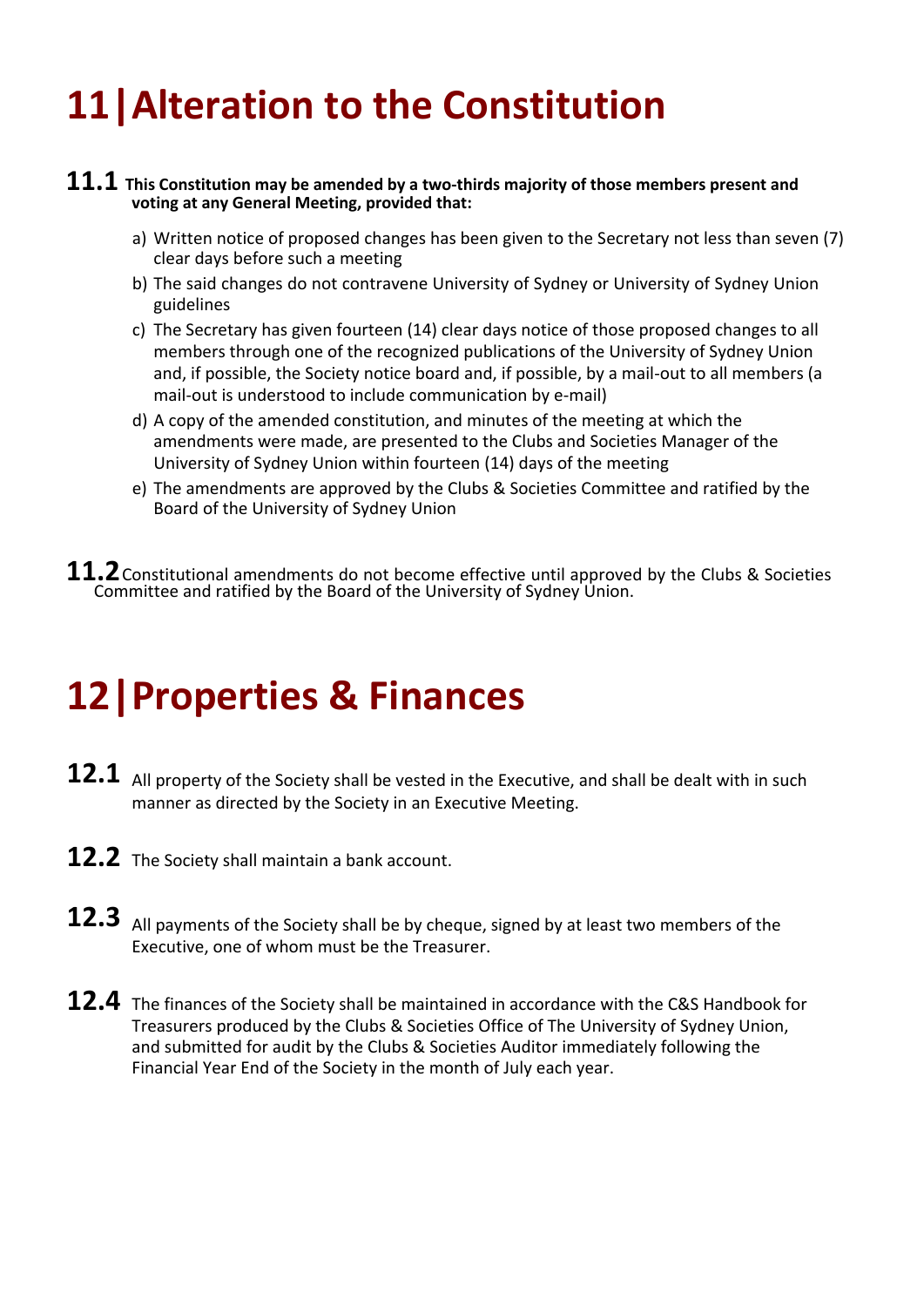# 11 | Alteration to the Constitution

**11.1 This Constitution may be amended by a two-thirds majority of those members present and voting at any General Meeting, provided that:**

a) Written notice of proposed changes has been given to the Secretary not less than seven (7) clear days before such a meeting
b) The said changes do not contravene University of Sydney or University of Sydney Union guidelines
c) The Secretary has given fourteen (14) clear days notice of those proposed changes to all members through one of the recognized publications of the University of Sydney Union and, if possible, the Society notice board and, if possible, by a mail-out to all members (a mail-out is understood to include communication by e-mail)
d) A copy of the amended constitution, and minutes of the meeting at which the amendments were made, are presented to the Clubs and Societies Manager of the University of Sydney Union within fourteen (14) days of the meeting
e) The amendments are approved by the Clubs & Societies Committee and ratified by the Board of the University of Sydney Union

**11.2** Constitutional amendments do not become effective until approved by the Clubs & Societies Committee and ratified by the Board of the University of Sydney Union.

# 12 | Properties & Finances

**12.1** All property of the Society shall be vested in the Executive, and shall be dealt with in such manner as directed by the Society in an Executive Meeting.

**12.2** The Society shall maintain a bank account.

**12.3** All payments of the Society shall be by cheque, signed by at least two members of the Executive, one of whom must be the Treasurer.

**12.4** The finances of the Society shall be maintained in accordance with the C&S Handbook for Treasurers produced by the Clubs & Societies Office of The University of Sydney Union, and submitted for audit by the Clubs & Societies Auditor immediately following the Financial Year End of the Society in the month of July each year.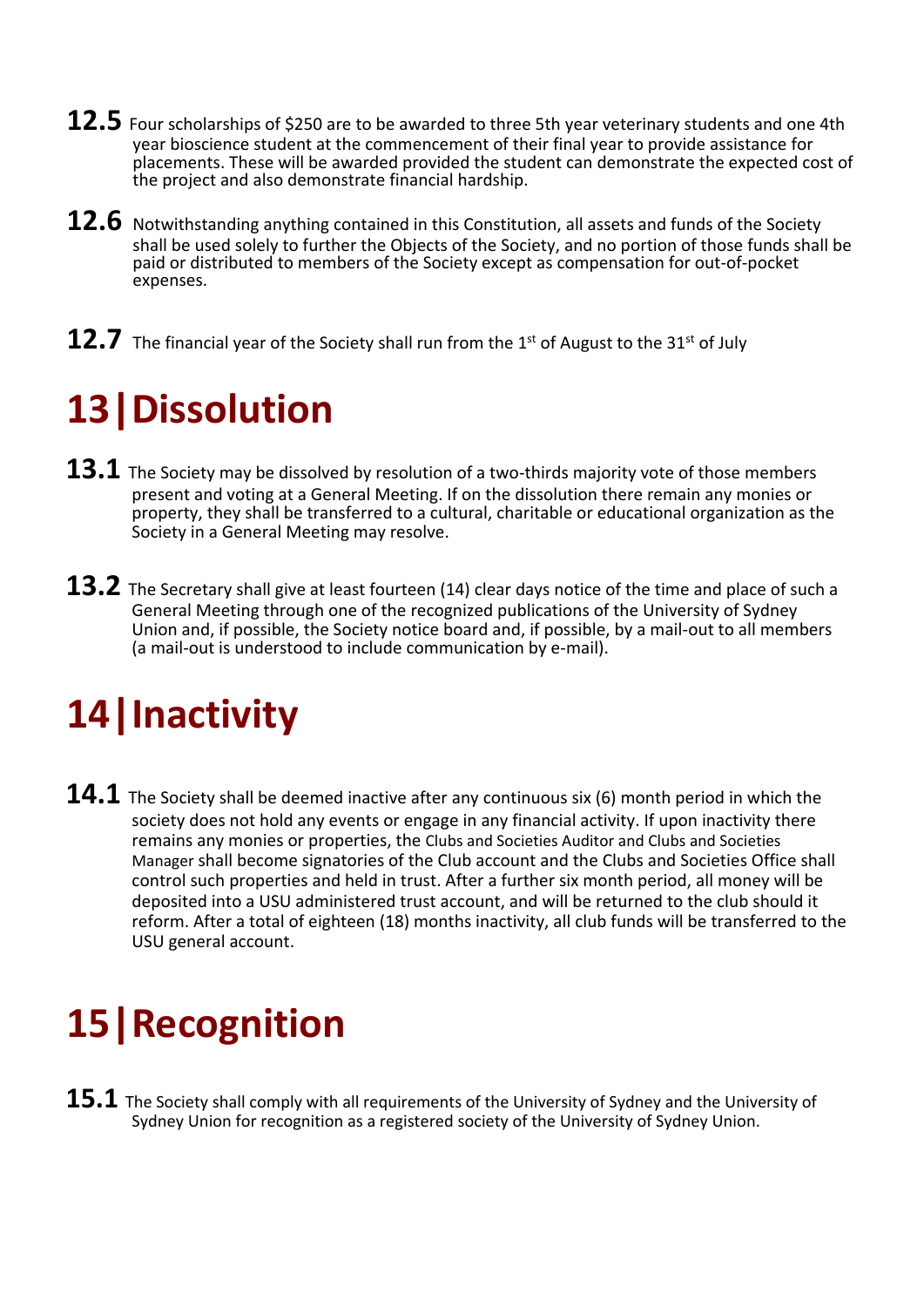**12.5** Four scholarships of $250 are to be awarded to three 5th year veterinary students and one 4th year bioscience student at the commencement of their final year to provide assistance for placements. These will be awarded provided the student can demonstrate the expected cost of the project and also demonstrate financial hardship.

**12.6** Notwithstanding anything contained in this Constitution, all assets and funds of the Society shall be used solely to further the Objects of the Society, and no portion of those funds shall be paid or distributed to members of the Society except as compensation for out-of-pocket expenses.

**12.7** The financial year of the Society shall run from the 1st of August to the 31st of July

# 13 | Dissolution

**13.1** The Society may be dissolved by resolution of a two-thirds majority vote of those members present and voting at a General Meeting. If on the dissolution there remain any monies or property, they shall be transferred to a cultural, charitable or educational organization as the Society in a General Meeting may resolve.

**13.2** The Secretary shall give at least fourteen (14) clear days notice of the time and place of such a General Meeting through one of the recognized publications of the University of Sydney Union and, if possible, the Society notice board and, if possible, by a mail-out to all members (a mail-out is understood to include communication by e-mail).

# 14 | Inactivity

**14.1** The Society shall be deemed inactive after any continuous six (6) month period in which the society does not hold any events or engage in any financial activity. If upon inactivity there remains any monies or properties, the Clubs and Societies Auditor and Clubs and Societies Manager shall become signatories of the Club account and the Clubs and Societies Office shall control such properties and held in trust. After a further six month period, all money will be deposited into a USU administered trust account, and will be returned to the club should it reform. After a total of eighteen (18) months inactivity, all club funds will be transferred to the USU general account.

# 15 | Recognition

**15.1** The Society shall comply with all requirements of the University of Sydney and the University of Sydney Union for recognition as a registered society of the University of Sydney Union.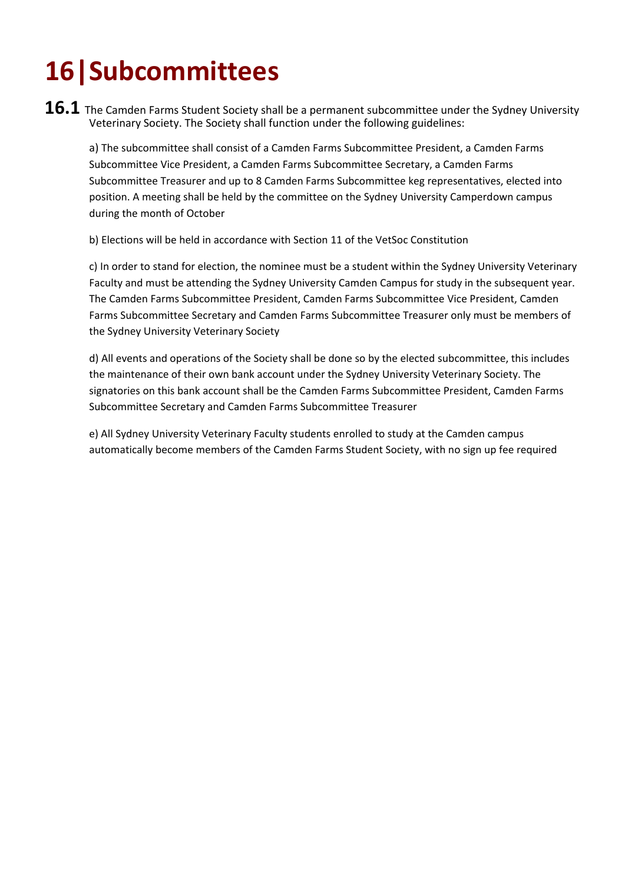# 16 | Subcommittees

**16.1** The Camden Farms Student Society shall be a permanent subcommittee under the Sydney University Veterinary Society. The Society shall function under the following guidelines:

a) The subcommittee shall consist of a Camden Farms Subcommittee President, a Camden Farms Subcommittee Vice President, a Camden Farms Subcommittee Secretary, a Camden Farms Subcommittee Treasurer and up to 8 Camden Farms Subcommittee keg representatives, elected into position. A meeting shall be held by the committee on the Sydney University Camperdown campus during the month of October

b) Elections will be held in accordance with Section 11 of the VetSoc Constitution

c) In order to stand for election, the nominee must be a student within the Sydney University Veterinary Faculty and must be attending the Sydney University Camden Campus for study in the subsequent year. The Camden Farms Subcommittee President, Camden Farms Subcommittee Vice President, Camden Farms Subcommittee Secretary and Camden Farms Subcommittee Treasurer only must be members of the Sydney University Veterinary Society

d) All events and operations of the Society shall be done so by the elected subcommittee, this includes the maintenance of their own bank account under the Sydney University Veterinary Society. The signatories on this bank account shall be the Camden Farms Subcommittee President, Camden Farms Subcommittee Secretary and Camden Farms Subcommittee Treasurer

e) All Sydney University Veterinary Faculty students enrolled to study at the Camden campus automatically become members of the Camden Farms Student Society, with no sign up fee required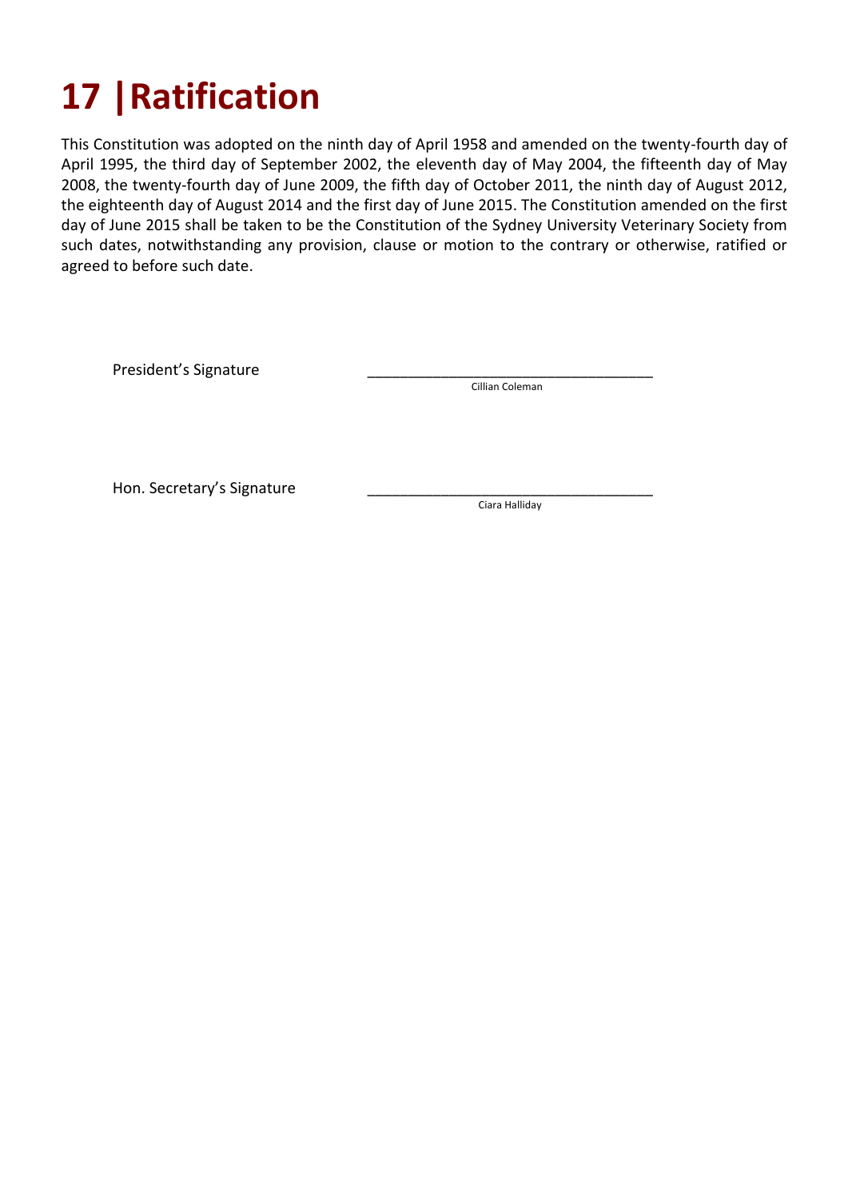# 17 | Ratification

This Constitution was adopted on the ninth day of April 1958 and amended on the twenty-fourth day of April 1995, the third day of September 2002, the eleventh day of May 2004, the fifteenth day of May 2008, the twenty-fourth day of June 2009, the fifth day of October 2011, the ninth day of August 2012, the eighteenth day of August 2014 and the first day of June 2015. The Constitution amended on the first day of June 2015 shall be taken to be the Constitution of the Sydney University Veterinary Society from such dates, notwithstanding any provision, clause or motion to the contrary or otherwise, ratified or agreed to before such date.

President's Signature ___________________________________

Cillian Coleman

Hon. Secretary's Signature ___________________________________

Ciara Halliday